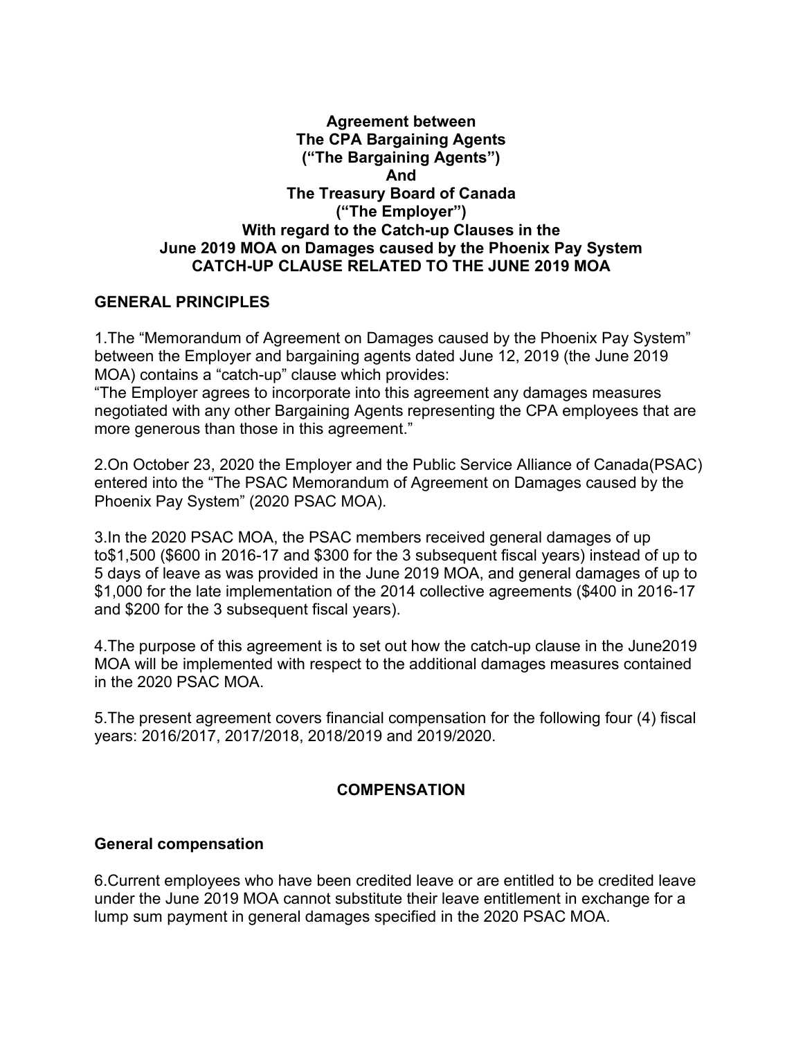**Agreement between**
**The CPA Bargaining Agents**
**("The Bargaining Agents")**
**And**
**The Treasury Board of Canada**
**("The Employer")**
**With regard to the Catch-up Clauses in the**
**June 2019 MOA on Damages caused by the Phoenix Pay System**
**CATCH-UP CLAUSE RELATED TO THE JUNE 2019 MOA**

## GENERAL PRINCIPLES

1.The "Memorandum of Agreement on Damages caused by the Phoenix Pay System" between the Employer and bargaining agents dated June 12, 2019 (the June 2019 MOA) contains a "catch-up" clause which provides:
"The Employer agrees to incorporate into this agreement any damages measures negotiated with any other Bargaining Agents representing the CPA employees that are more generous than those in this agreement."

2.On October 23, 2020 the Employer and the Public Service Alliance of Canada(PSAC) entered into the "The PSAC Memorandum of Agreement on Damages caused by the Phoenix Pay System" (2020 PSAC MOA).

3.In the 2020 PSAC MOA, the PSAC members received general damages of up to$1,500 ($600 in 2016-17 and $300 for the 3 subsequent fiscal years) instead of up to 5 days of leave as was provided in the June 2019 MOA, and general damages of up to $1,000 for the late implementation of the 2014 collective agreements ($400 in 2016-17 and $200 for the 3 subsequent fiscal years).

4.The purpose of this agreement is to set out how the catch-up clause in the June2019 MOA will be implemented with respect to the additional damages measures contained in the 2020 PSAC MOA.

5.The present agreement covers financial compensation for the following four (4) fiscal years: 2016/2017, 2017/2018, 2018/2019 and 2019/2020.

## COMPENSATION

### General compensation

6.Current employees who have been credited leave or are entitled to be credited leave under the June 2019 MOA cannot substitute their leave entitlement in exchange for a lump sum payment in general damages specified in the 2020 PSAC MOA.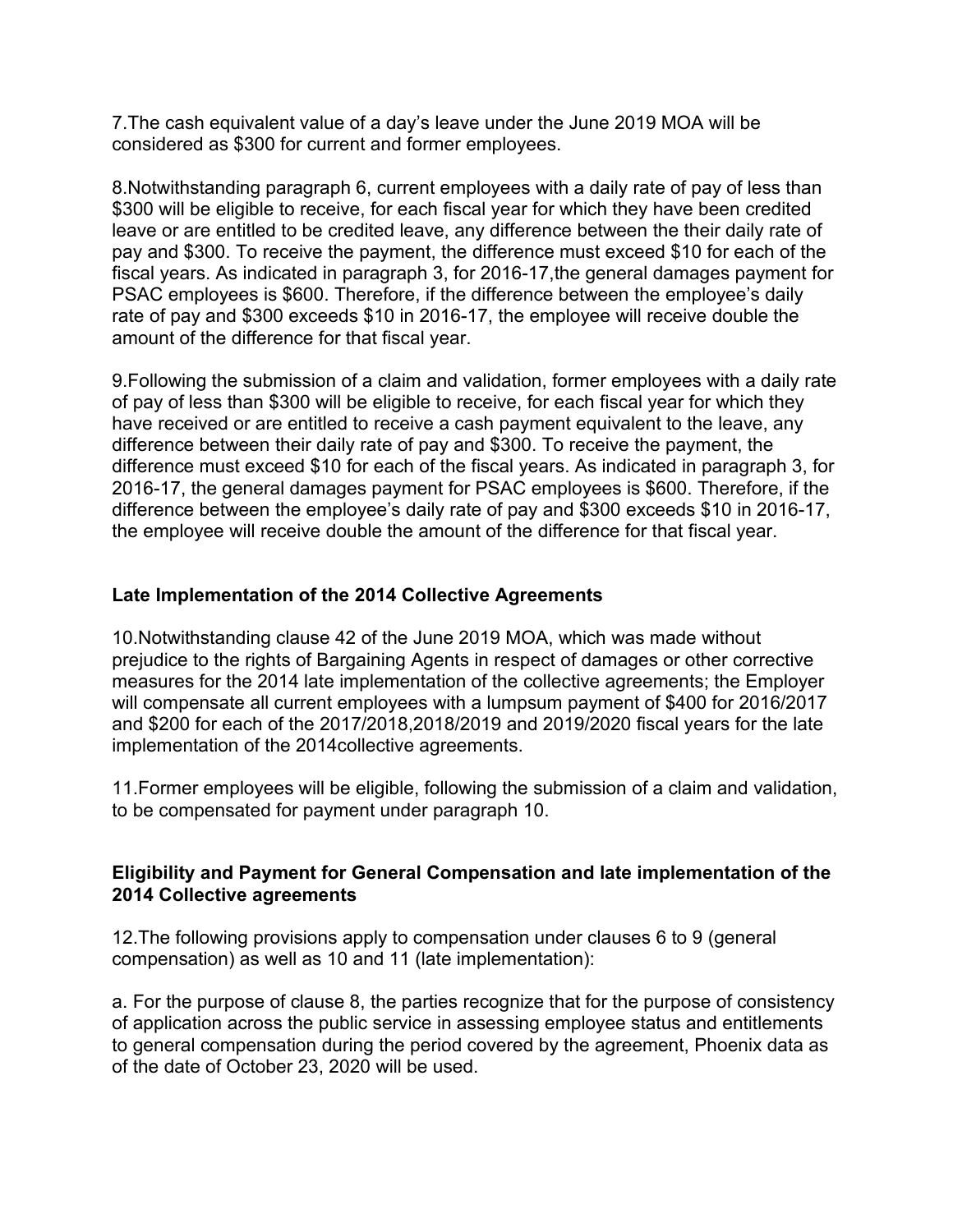7.The cash equivalent value of a day's leave under the June 2019 MOA will be considered as $300 for current and former employees.

8.Notwithstanding paragraph 6, current employees with a daily rate of pay of less than $300 will be eligible to receive, for each fiscal year for which they have been credited leave or are entitled to be credited leave, any difference between the their daily rate of pay and $300. To receive the payment, the difference must exceed $10 for each of the fiscal years. As indicated in paragraph 3, for 2016-17,the general damages payment for PSAC employees is $600. Therefore, if the difference between the employee's daily rate of pay and $300 exceeds $10 in 2016-17, the employee will receive double the amount of the difference for that fiscal year.

9.Following the submission of a claim and validation, former employees with a daily rate of pay of less than $300 will be eligible to receive, for each fiscal year for which they have received or are entitled to receive a cash payment equivalent to the leave, any difference between their daily rate of pay and $300. To receive the payment, the difference must exceed $10 for each of the fiscal years. As indicated in paragraph 3, for 2016-17, the general damages payment for PSAC employees is $600. Therefore, if the difference between the employee's daily rate of pay and $300 exceeds $10 in 2016-17, the employee will receive double the amount of the difference for that fiscal year.

**Late Implementation of the 2014 Collective Agreements**

10.Notwithstanding clause 42 of the June 2019 MOA, which was made without prejudice to the rights of Bargaining Agents in respect of damages or other corrective measures for the 2014 late implementation of the collective agreements; the Employer will compensate all current employees with a lumpsum payment of $400 for 2016/2017 and $200 for each of the 2017/2018,2018/2019 and 2019/2020 fiscal years for the late implementation of the 2014collective agreements.

11.Former employees will be eligible, following the submission of a claim and validation, to be compensated for payment under paragraph 10.

**Eligibility and Payment for General Compensation and late implementation of the 2014 Collective agreements**

12.The following provisions apply to compensation under clauses 6 to 9 (general compensation) as well as 10 and 11 (late implementation):

a. For the purpose of clause 8, the parties recognize that for the purpose of consistency of application across the public service in assessing employee status and entitlements to general compensation during the period covered by the agreement, Phoenix data as of the date of October 23, 2020 will be used.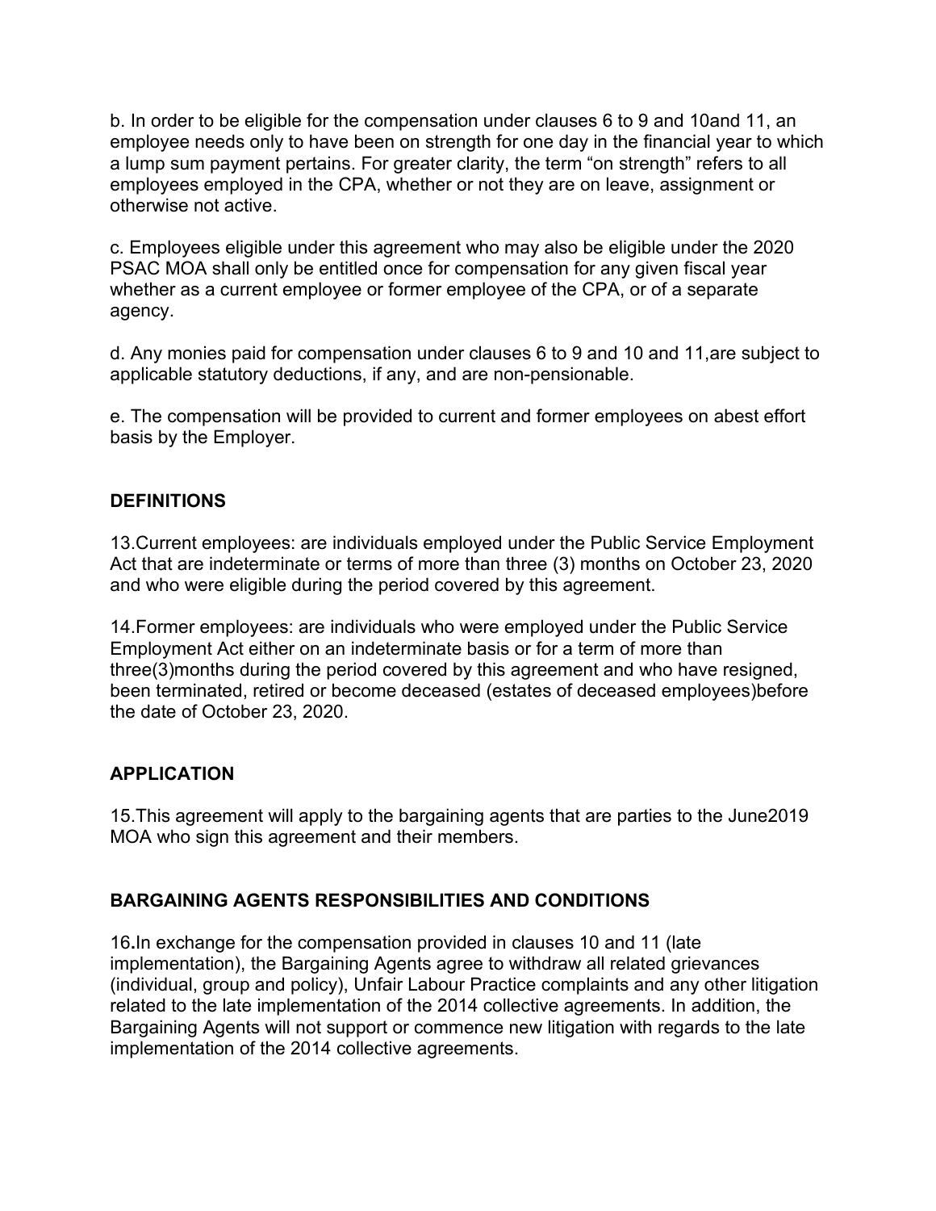b. In order to be eligible for the compensation under clauses 6 to 9 and 10and 11, an employee needs only to have been on strength for one day in the financial year to which a lump sum payment pertains. For greater clarity, the term "on strength" refers to all employees employed in the CPA, whether or not they are on leave, assignment or otherwise not active.

c. Employees eligible under this agreement who may also be eligible under the 2020 PSAC MOA shall only be entitled once for compensation for any given fiscal year whether as a current employee or former employee of the CPA, or of a separate agency.

d. Any monies paid for compensation under clauses 6 to 9 and 10 and 11,are subject to applicable statutory deductions, if any, and are non-pensionable.

e. The compensation will be provided to current and former employees on abest effort basis by the Employer.

## DEFINITIONS

13.Current employees: are individuals employed under the Public Service Employment Act that are indeterminate or terms of more than three (3) months on October 23, 2020 and who were eligible during the period covered by this agreement.

14.Former employees: are individuals who were employed under the Public Service Employment Act either on an indeterminate basis or for a term of more than three(3)months during the period covered by this agreement and who have resigned, been terminated, retired or become deceased (estates of deceased employees)before the date of October 23, 2020.

## APPLICATION

15.This agreement will apply to the bargaining agents that are parties to the June2019 MOA who sign this agreement and their members.

## BARGAINING AGENTS RESPONSIBILITIES AND CONDITIONS

16**.**In exchange for the compensation provided in clauses 10 and 11 (late implementation), the Bargaining Agents agree to withdraw all related grievances (individual, group and policy), Unfair Labour Practice complaints and any other litigation related to the late implementation of the 2014 collective agreements. In addition, the Bargaining Agents will not support or commence new litigation with regards to the late implementation of the 2014 collective agreements.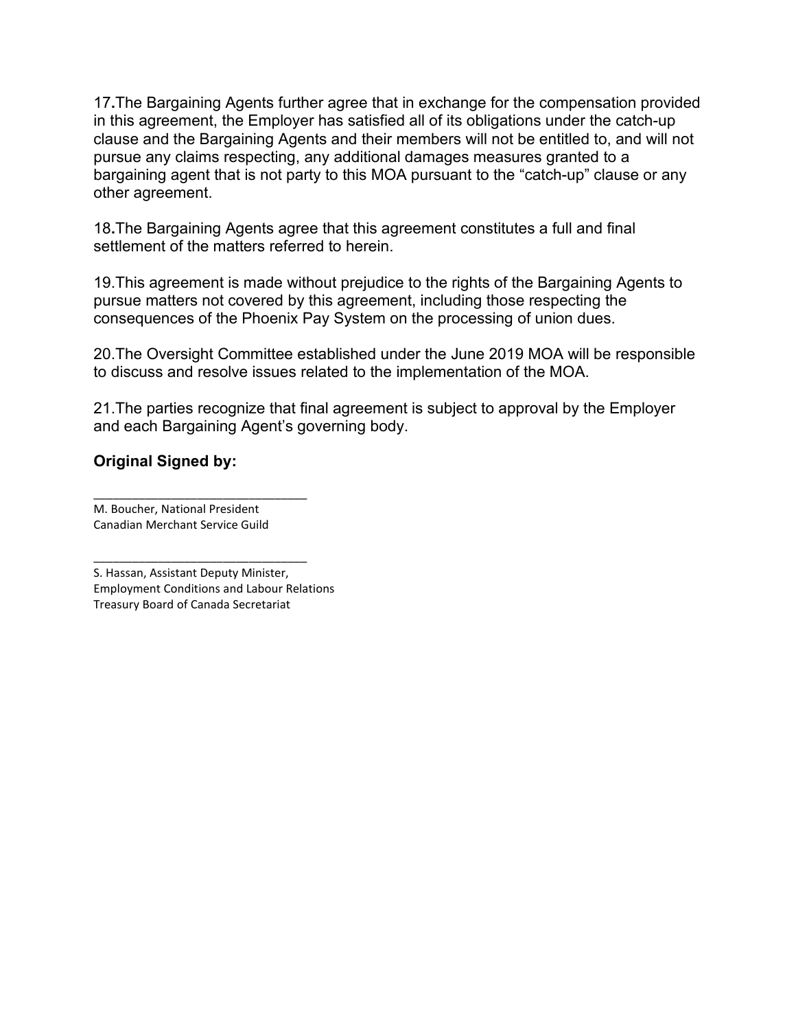17. The Bargaining Agents further agree that in exchange for the compensation provided in this agreement, the Employer has satisfied all of its obligations under the catch-up clause and the Bargaining Agents and their members will not be entitled to, and will not pursue any claims respecting, any additional damages measures granted to a bargaining agent that is not party to this MOA pursuant to the "catch-up" clause or any other agreement.

18. The Bargaining Agents agree that this agreement constitutes a full and final settlement of the matters referred to herein.

19. This agreement is made without prejudice to the rights of the Bargaining Agents to pursue matters not covered by this agreement, including those respecting the consequences of the Phoenix Pay System on the processing of union dues.

20. The Oversight Committee established under the June 2019 MOA will be responsible to discuss and resolve issues related to the implementation of the MOA.

21. The parties recognize that final agreement is subject to approval by the Employer and each Bargaining Agent's governing body.

**Original Signed by:**

______________________________
M. Boucher, National President
Canadian Merchant Service Guild

______________________________
S. Hassan, Assistant Deputy Minister,
Employment Conditions and Labour Relations
Treasury Board of Canada Secretariat